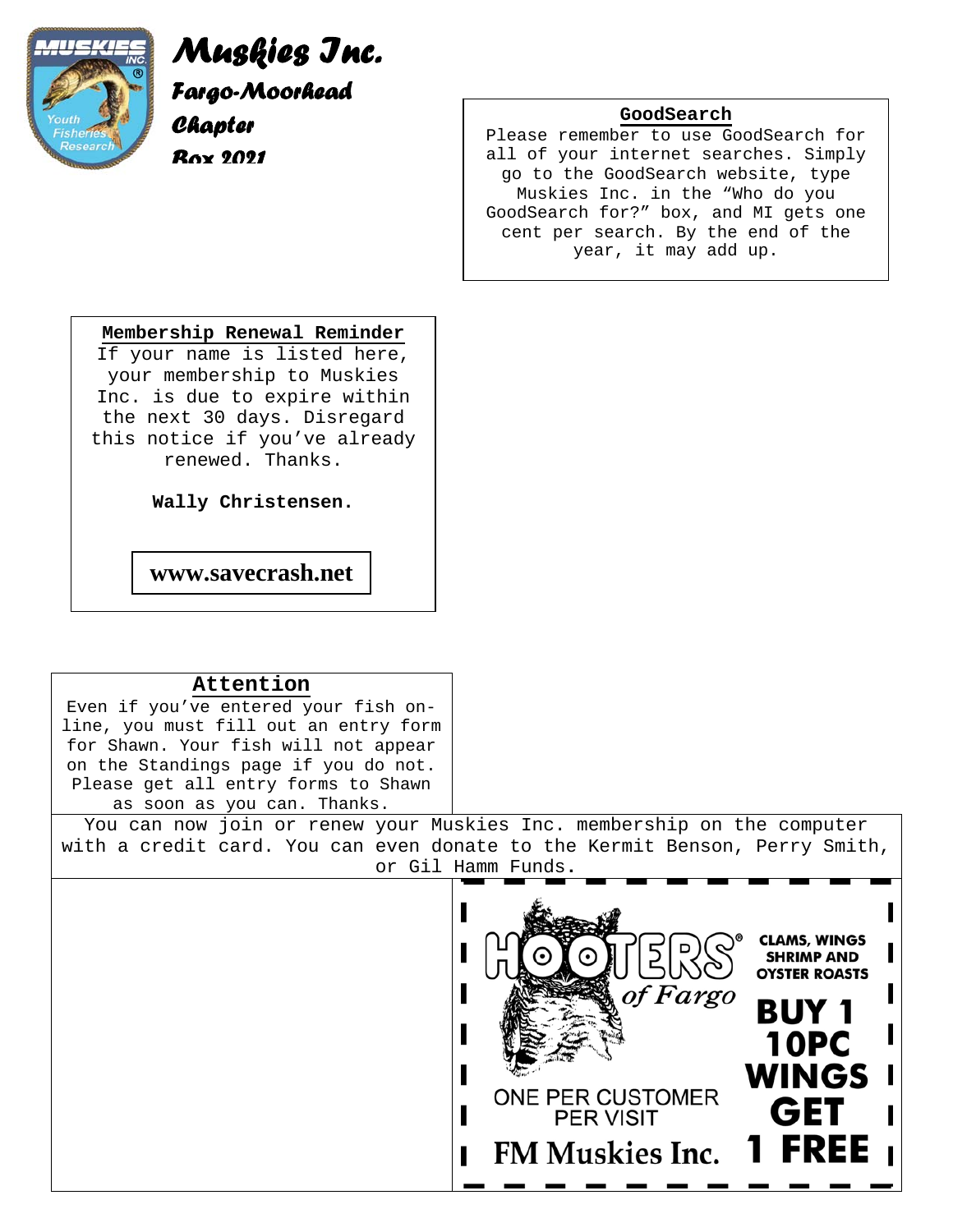# Muskies Inc.

## Fargo-Moorhead Chapter

Box 2021

**GoodSearch**

Please remember to use GoodSearch for all of your internet searches. Simply go to the GoodSearch website, type Muskies Inc. in the "Who do you GoodSearch for?" box, and MI gets one cent per search. By the end of the year, it may add up.

**Membership Renewal Reminder**

If your name is listed here, your membership to Muskies Inc. is due to expire within the next 30 days. Disregard this notice if you've already renewed. Thanks.

**Wally Christensen.**

**www.savecrash.net**

**Attention**

Even if you've entered your fish on-line, you must fill out an entry form for Shawn. Your fish will not appear on the Standings page if you do not. Please get all entry forms to Shawn as soon as you can. Thanks.

You can now join or renew your Muskies Inc. membership on the computer with a credit card. You can even donate to the Kermit Benson, Perry Smith, or Gil Hamm Funds.

HOOTERS® of Fargo

CLAMS, WINGS SHRIMP AND OYSTER ROASTS

**BUY 1 10PC WINGS GET 1 FREE**

ONE PER CUSTOMER PER VISIT

**FM Muskies Inc.**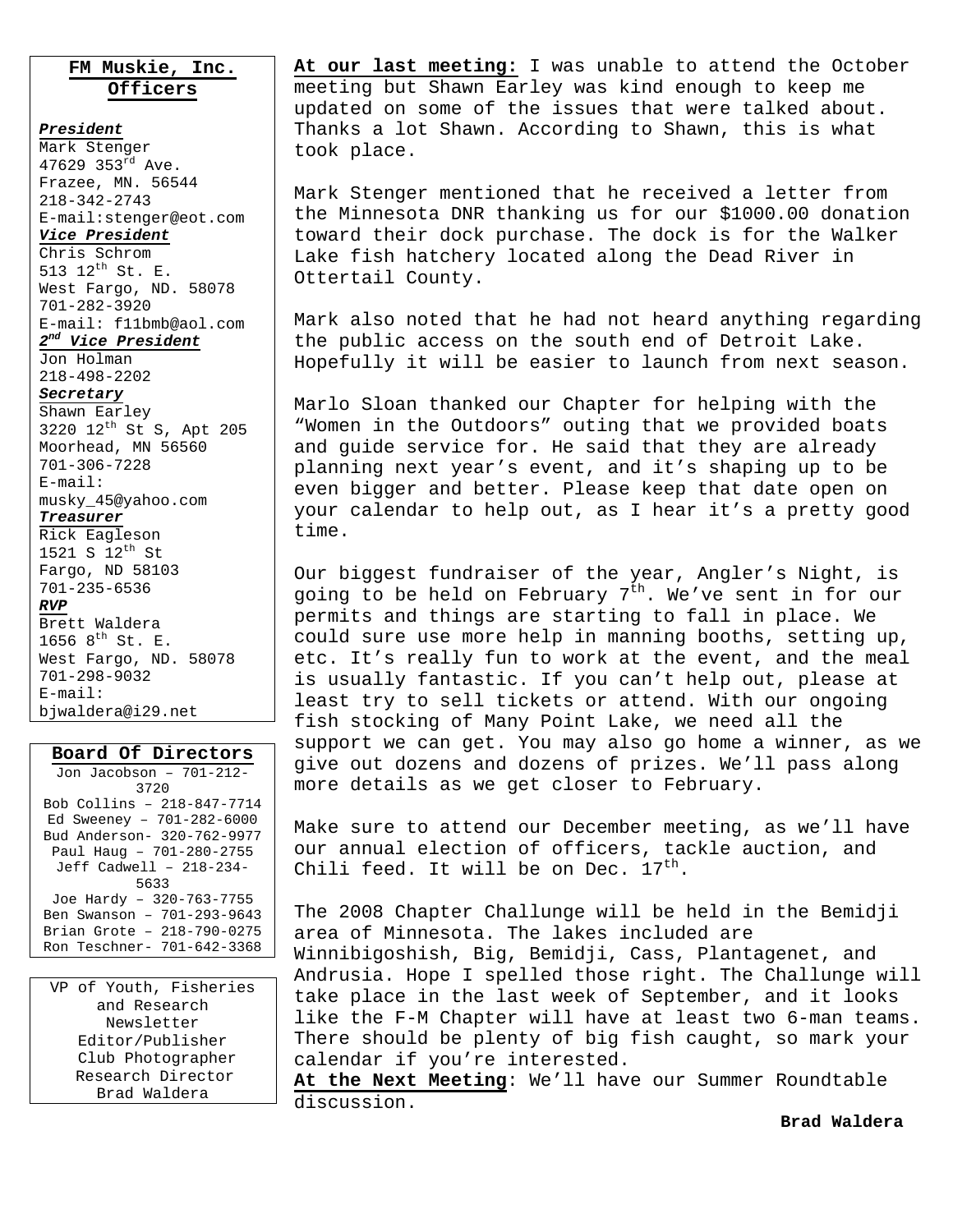## FM Muskie, Inc. Officers

***President***
Mark Stenger
47629 353rd Ave.
Frazee, MN. 56544
218-342-2743
E-mail:stenger@eot.com

***Vice President***
Chris Schrom
513 12th St. E.
West Fargo, ND. 58078
701-282-3920
E-mail: f11bmb@aol.com

***2nd Vice President***
Jon Holman
218-498-2202

***Secretary***
Shawn Earley
3220 12th St S, Apt 205
Moorhead, MN 56560
701-306-7228
E-mail:
musky_45@yahoo.com

***Treasurer***
Rick Eagleson
1521 S 12th St
Fargo, ND 58103
701-235-6536

***RVP***
Brett Waldera
1656 8th St. E.
West Fargo, ND. 58078
701-298-9032
E-mail:
bjwaldera@i29.net

## Board Of Directors

Jon Jacobson – 701-212-3720
Bob Collins – 218-847-7714
Ed Sweeney – 701-282-6000
Bud Anderson- 320-762-9977
Paul Haug – 701-280-2755
Jeff Cadwell – 218-234-5633
Joe Hardy – 320-763-7755
Ben Swanson – 701-293-9643
Brian Grote – 218-790-0275
Ron Teschner- 701-642-3368

VP of Youth, Fisheries and Research
Newsletter Editor/Publisher
Club Photographer
Research Director
Brad Waldera

**At our last meeting:** I was unable to attend the October meeting but Shawn Earley was kind enough to keep me updated on some of the issues that were talked about. Thanks a lot Shawn. According to Shawn, this is what took place.

Mark Stenger mentioned that he received a letter from the Minnesota DNR thanking us for our $1000.00 donation toward their dock purchase. The dock is for the Walker Lake fish hatchery located along the Dead River in Ottertail County.

Mark also noted that he had not heard anything regarding the public access on the south end of Detroit Lake. Hopefully it will be easier to launch from next season.

Marlo Sloan thanked our Chapter for helping with the "Women in the Outdoors" outing that we provided boats and guide service for. He said that they are already planning next year's event, and it's shaping up to be even bigger and better. Please keep that date open on your calendar to help out, as I hear it's a pretty good time.

Our biggest fundraiser of the year, Angler's Night, is going to be held on February 7th. We've sent in for our permits and things are starting to fall in place. We could sure use more help in manning booths, setting up, etc. It's really fun to work at the event, and the meal is usually fantastic. If you can't help out, please at least try to sell tickets or attend. With our ongoing fish stocking of Many Point Lake, we need all the support we can get. You may also go home a winner, as we give out dozens and dozens of prizes. We'll pass along more details as we get closer to February.

Make sure to attend our December meeting, as we'll have our annual election of officers, tackle auction, and Chili feed. It will be on Dec. 17th.

The 2008 Chapter Challunge will be held in the Bemidji area of Minnesota. The lakes included are Winnibigoshish, Big, Bemidji, Cass, Plantagenet, and Andrusia. Hope I spelled those right. The Challunge will take place in the last week of September, and it looks like the F-M Chapter will have at least two 6-man teams. There should be plenty of big fish caught, so mark your calendar if you're interested.

**At the Next Meeting**: We'll have our Summer Roundtable discussion.

**Brad Waldera**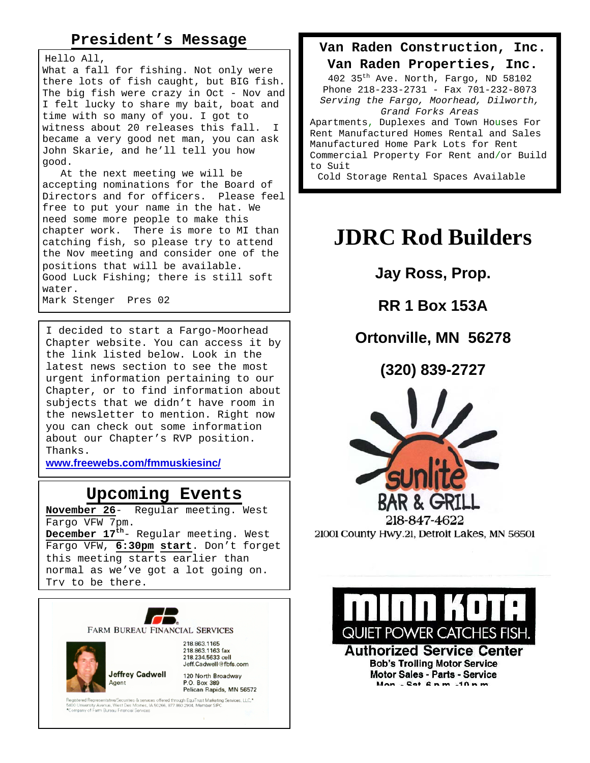## President's Message

Hello All,
What a fall for fishing. Not only were there lots of fish caught, but BIG fish. The big fish were crazy in Oct - Nov and I felt lucky to share my bait, boat and time with so many of you. I got to witness about 20 releases this fall. I became a very good net man, you can ask John Skarie, and he'll tell you how good.

At the next meeting we will be accepting nominations for the Board of Directors and for officers. Please feel free to put your name in the hat. We need some more people to make this chapter work. There is more to MI than catching fish, so please try to attend the Nov meeting and consider one of the positions that will be available.
Good Luck Fishing; there is still soft water.
Mark Stenger Pres 02

I decided to start a Fargo-Moorhead Chapter website. You can access it by the link listed below. Look in the latest news section to see the most urgent information pertaining to our Chapter, or to find information about subjects that we didn't have room in the newsletter to mention. Right now you can check out some information about our Chapter's RVP position.
Thanks.
www.freewebs.com/fmmuskiesinc/

## Upcoming Events

**November 26**- Regular meeting. West Fargo VFW 7pm.
**December 17th**- Regular meeting. West Fargo VFW, **6:30pm start**. Don't forget this meeting starts earlier than normal as we've got a lot going on. Try to be there.

FARM BUREAU FINANCIAL SERVICES
Jeffrey Cadwell
Agent
218.863.1165
218.863.1163 fax
218.234.5633 cell
Jeff.Cadwell@fbfs.com
120 North Broadway
P.O. Box 389
Pelican Rapids, MN 56572
Registered Representative/Securities & services offered through EquiTrust Marketing Services, LLC,* 5400 University Avenue, West Des Moines, IA 50266, 877.860.2904, Member SIPC
*Company of Farm Bureau Financial Services

**Van Raden Construction, Inc.**
**Van Raden Properties, Inc.**
402 35th Ave. North, Fargo, ND 58102
Phone 218-233-2731 - Fax 701-232-8073
*Serving the Fargo, Moorhead, Dilworth, Grand Forks Areas*
Apartments, Duplexes and Town Houses For Rent Manufactured Homes Rental and Sales
Manufactured Home Park Lots for Rent
Commercial Property For Rent and/or Build to Suit
Cold Storage Rental Spaces Available

# JDRC Rod Builders

**Jay Ross, Prop.**

**RR 1 Box 153A**

**Ortonville, MN 56278**

**(320) 839-2727**

sunlite BAR & GRILL
218-847-4622
21001 County Hwy.21, Detroit Lakes, MN 56501

MINN KOTA
QUIET POWER CATCHES FISH.
**Authorized Service Center**
**Bob's Trolling Motor Service**
**Motor Sales - Parts - Service**
**Mon. - Sat. 6 p.m. -10 p.m.**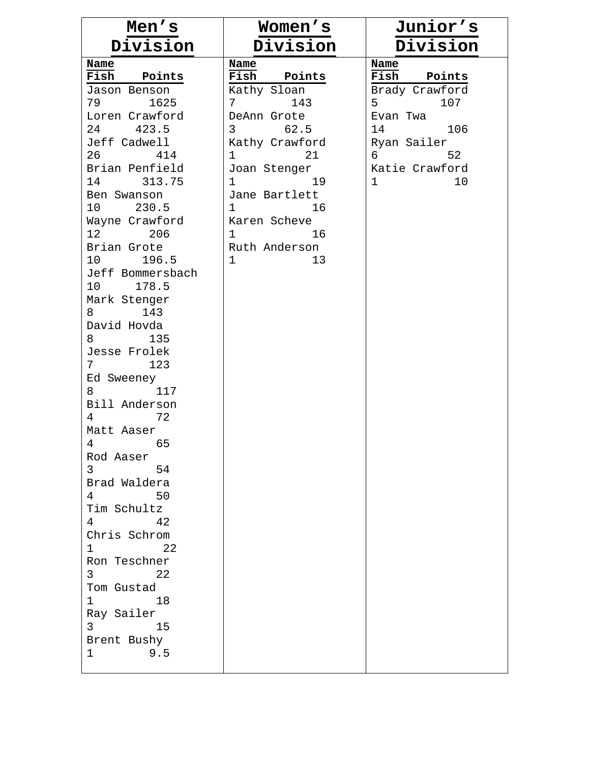| Men's Division | | | Women's Division | | | Junior's Division | | |
|---|---|---|---|---|---|---|---|---|
| **Name** | **Fish** | **Points** | **Name** | **Fish** | **Points** | **Name** | **Fish** | **Points** |
| Jason Benson | 79 | 1625 | Kathy Sloan | 7 | 143 | Brady Crawford | 5 | 107 |
| Loren Crawford | 24 | 423.5 | DeAnn Grote | 3 | 62.5 | Evan Twa | 14 | 106 |
| Jeff Cadwell | 26 | 414 | Kathy Crawford | 1 | 21 | Ryan Sailer | 6 | 52 |
| Brian Penfield | 14 | 313.75 | Joan Stenger | 1 | 19 | Katie Crawford | 1 | 10 |
| Ben Swanson | 10 | 230.5 | Jane Bartlett | 1 | 16 | | | |
| Wayne Crawford | 12 | 206 | Karen Scheve | 1 | 16 | | | |
| Brian Grote | 10 | 196.5 | Ruth Anderson | 1 | 13 | | | |
| Jeff Bommersbach | 10 | 178.5 | | | | | | |
| Mark Stenger | 8 | 143 | | | | | | |
| David Hovda | 8 | 135 | | | | | | |
| Jesse Frolek | 7 | 123 | | | | | | |
| Ed Sweeney | 8 | 117 | | | | | | |
| Bill Anderson | 4 | 72 | | | | | | |
| Matt Aaser | 4 | 65 | | | | | | |
| Rod Aaser | 3 | 54 | | | | | | |
| Brad Waldera | 4 | 50 | | | | | | |
| Tim Schultz | 4 | 42 | | | | | | |
| Chris Schrom | 1 | 22 | | | | | | |
| Ron Teschner | 3 | 22 | | | | | | |
| Tom Gustad | 1 | 18 | | | | | | |
| Ray Sailer | 3 | 15 | | | | | | |
| Brent Bushy | 1 | 9.5 | | | | | | |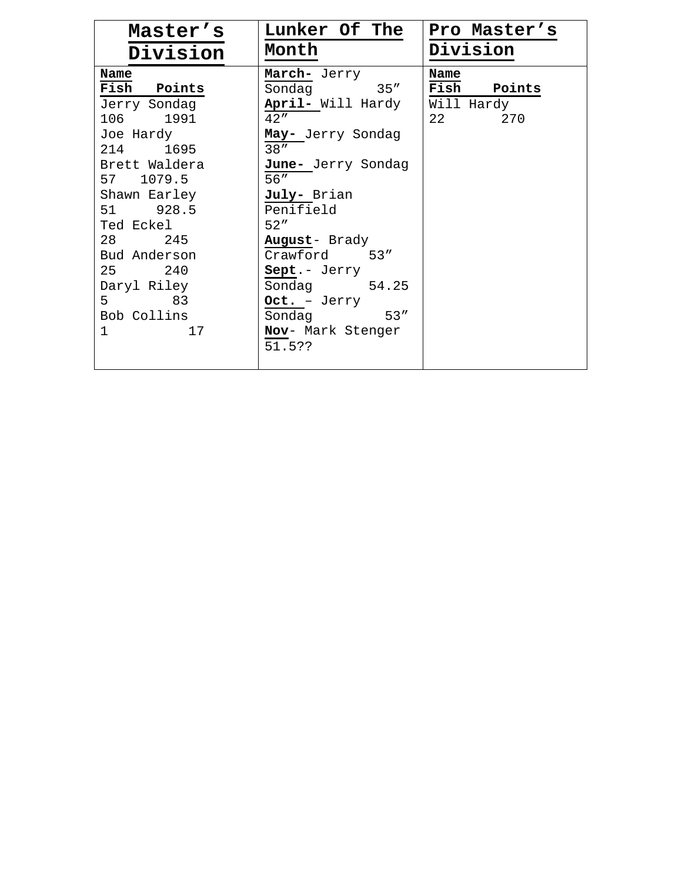| **Master's Division** | **Lunker Of The Month** | **Pro Master's Division** |
|---|---|---|
| **Name**<br>**Fish Points**<br>Jerry Sondag<br>106 1991<br>Joe Hardy<br>214 1695<br>Brett Waldera<br>57 1079.5<br>Shawn Earley<br>51 928.5<br>Ted Eckel<br>28 245<br>Bud Anderson<br>25 240<br>Daryl Riley<br>5 83<br>Bob Collins<br>1 17 | **March-** Jerry Sondag 35"<br>**April-** Will Hardy 42"<br>**May-** Jerry Sondag 38"<br>**June-** Jerry Sondag 56"<br>**July-** Brian Penifield 52"<br>**August**- Brady Crawford 53"<br>**Sept**.- Jerry Sondag 54.25<br>**Oct.** – Jerry Sondag 53"<br>**Nov**- Mark Stenger 51.5?? | **Name**<br>**Fish Points**<br>Will Hardy<br>22 270 |